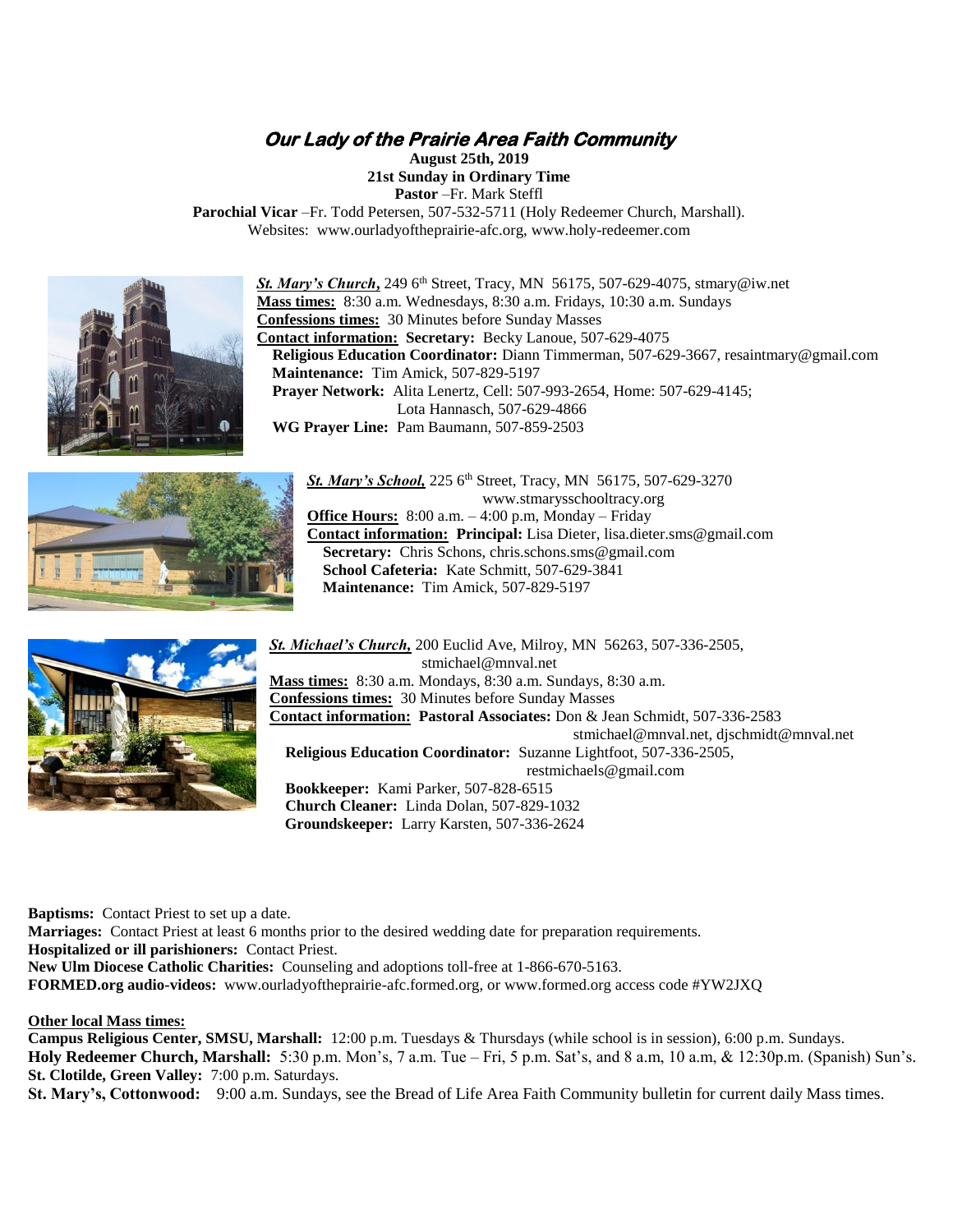# *Our Lady of the Prairie Area Faith Community*

**August 25th, 2019**
**21st Sunday in Ordinary Time**
**Pastor** –Fr. Mark Steffl
**Parochial Vicar** –Fr. Todd Petersen, 507-532-5711 (Holy Redeemer Church, Marshall).
Websites: www.ourladyoftheprairie-afc.org, www.holy-redeemer.com

***St. Mary's Church***, 249 6th Street, Tracy, MN 56175, 507-629-4075, stmary@iw.net
**Mass times:** 8:30 a.m. Wednesdays, 8:30 a.m. Fridays, 10:30 a.m. Sundays
**Confessions times:** 30 Minutes before Sunday Masses
**Contact information:** **Secretary:** Becky Lanoue, 507-629-4075
**Religious Education Coordinator:** Diann Timmerman, 507-629-3667, resaintmary@gmail.com
**Maintenance:** Tim Amick, 507-829-5197
**Prayer Network:** Alita Lenertz, Cell: 507-993-2654, Home: 507-629-4145; Lota Hannasch, 507-629-4866
**WG Prayer Line:** Pam Baumann, 507-859-2503

***St. Mary's School,*** 225 6th Street, Tracy, MN 56175, 507-629-3270
www.stmarysschooltracy.org
**Office Hours:** 8:00 a.m. – 4:00 p.m, Monday – Friday
**Contact information:** **Principal:** Lisa Dieter, lisa.dieter.sms@gmail.com
**Secretary:** Chris Schons, chris.schons.sms@gmail.com
**School Cafeteria:** Kate Schmitt, 507-629-3841
**Maintenance:** Tim Amick, 507-829-5197

***St. Michael's Church,*** 200 Euclid Ave, Milroy, MN 56263, 507-336-2505,
stmichael@mnval.net
**Mass times:** 8:30 a.m. Mondays, 8:30 a.m. Sundays, 8:30 a.m.
**Confessions times:** 30 Minutes before Sunday Masses
**Contact information:** **Pastoral Associates:** Don & Jean Schmidt, 507-336-2583
stmichael@mnval.net, djschmidt@mnval.net
**Religious Education Coordinator:** Suzanne Lightfoot, 507-336-2505,
restmichaels@gmail.com
**Bookkeeper:** Kami Parker, 507-828-6515
**Church Cleaner:** Linda Dolan, 507-829-1032
**Groundskeeper:** Larry Karsten, 507-336-2624

**Baptisms:** Contact Priest to set up a date.
**Marriages:** Contact Priest at least 6 months prior to the desired wedding date for preparation requirements.
**Hospitalized or ill parishioners:** Contact Priest.
**New Ulm Diocese Catholic Charities:** Counseling and adoptions toll-free at 1-866-670-5163.
**FORMED.org audio-videos:** www.ourladyoftheprairie-afc.formed.org, or www.formed.org access code #YW2JXQ

**Other local Mass times:**
**Campus Religious Center, SMSU, Marshall:** 12:00 p.m. Tuesdays & Thursdays (while school is in session), 6:00 p.m. Sundays.
**Holy Redeemer Church, Marshall:** 5:30 p.m. Mon's, 7 a.m. Tue – Fri, 5 p.m. Sat's, and 8 a.m, 10 a.m, & 12:30p.m. (Spanish) Sun's.
**St. Clotilde, Green Valley:** 7:00 p.m. Saturdays.
**St. Mary's, Cottonwood:** 9:00 a.m. Sundays, see the Bread of Life Area Faith Community bulletin for current daily Mass times.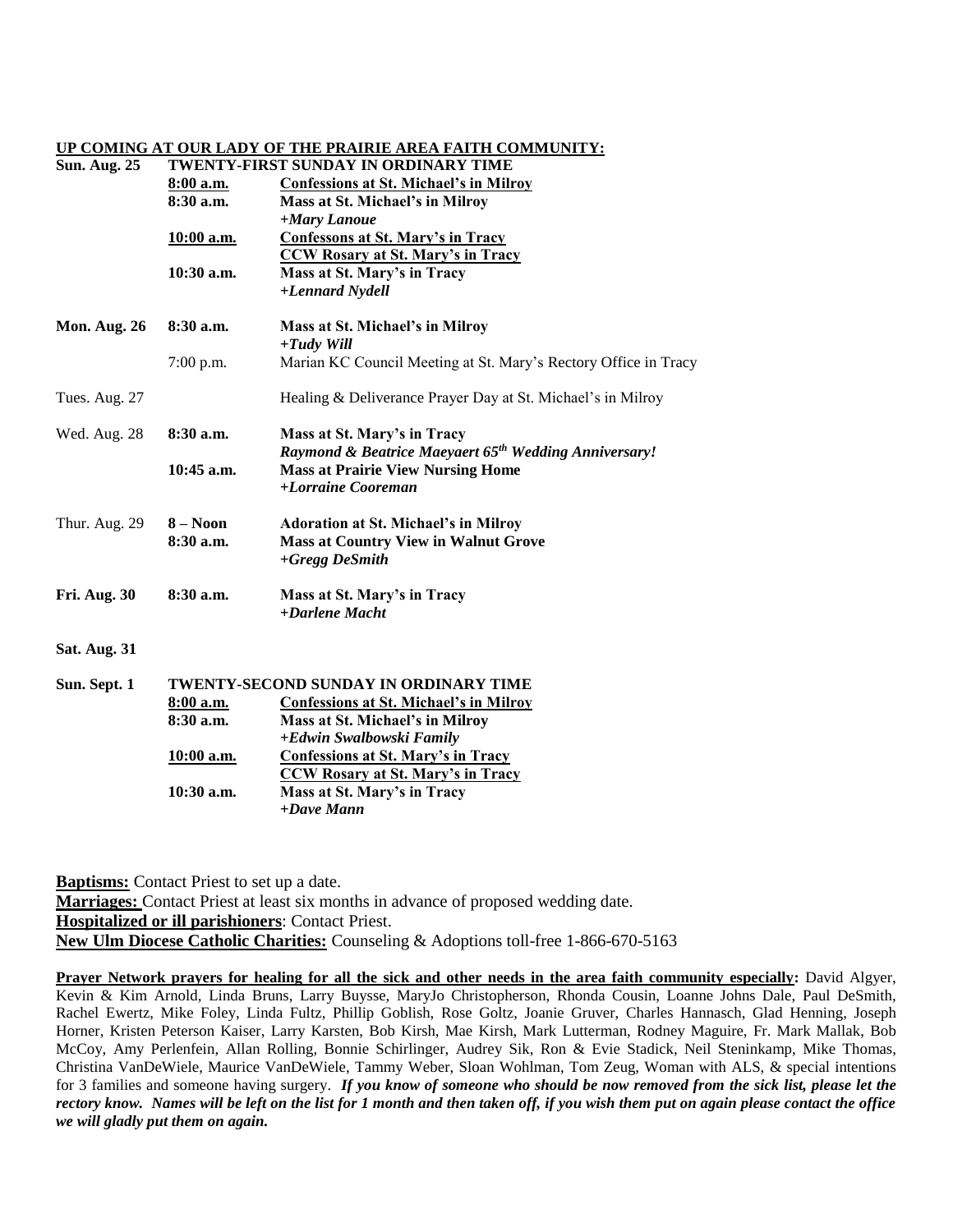**UP COMING AT OUR LADY OF THE PRAIRIE AREA FAITH COMMUNITY:**

| | | |
|---|---|---|
| **Sun. Aug. 25** | **TWENTY-FIRST SUNDAY IN ORDINARY TIME** | |
| | **8:00 a.m.** | **Confessions at St. Michael's in Milroy** |
| | **8:30 a.m.** | **Mass at St. Michael's in Milroy** *+Mary Lanoue* |
| | **10:00 a.m.** | **Confessons at St. Mary's in Tracy** **CCW Rosary at St. Mary's in Tracy** |
| | **10:30 a.m.** | **Mass at St. Mary's in Tracy** *+Lennard Nydell* |
| **Mon. Aug. 26** | **8:30 a.m.** | **Mass at St. Michael's in Milroy** *+Tudy Will* |
| | 7:00 p.m. | Marian KC Council Meeting at St. Mary's Rectory Office in Tracy |
| Tues. Aug. 27 | | Healing & Deliverance Prayer Day at St. Michael's in Milroy |
| Wed. Aug. 28 | **8:30 a.m.** | **Mass at St. Mary's in Tracy** ***Raymond & Beatrice Maeyaert 65th Wedding Anniversary!*** |
| | **10:45 a.m.** | **Mass at Prairie View Nursing Home** *+Lorraine Cooreman* |
| Thur. Aug. 29 | **8 – Noon** | **Adoration at St. Michael's in Milroy** |
| | **8:30 a.m.** | **Mass at Country View in Walnut Grove** *+Gregg DeSmith* |
| **Fri. Aug. 30** | **8:30 a.m.** | **Mass at St. Mary's in Tracy** *+Darlene Macht* |
| **Sat. Aug. 31** | | |
| **Sun. Sept. 1** | **TWENTY-SECOND SUNDAY IN ORDINARY TIME** | |
| | **8:00 a.m.** | **Confessions at St. Michael's in Milroy** |
| | **8:30 a.m.** | **Mass at St. Michael's in Milroy** *+Edwin Swalbowski Family* |
| | **10:00 a.m.** | **Confessions at St. Mary's in Tracy** **CCW Rosary at St. Mary's in Tracy** |
| | **10:30 a.m.** | **Mass at St. Mary's in Tracy** *+Dave Mann* |

**Baptisms:** Contact Priest to set up a date.
**Marriages:** Contact Priest at least six months in advance of proposed wedding date.
**Hospitalized or ill parishioners**: Contact Priest.
**New Ulm Diocese Catholic Charities:** Counseling & Adoptions toll-free 1-866-670-5163

**Prayer Network prayers for healing for all the sick and other needs in the area faith community especially:** David Algyer, Kevin & Kim Arnold, Linda Bruns, Larry Buysse, MaryJo Christopherson, Rhonda Cousin, Loanne Johns Dale, Paul DeSmith, Rachel Ewertz, Mike Foley, Linda Fultz, Phillip Goblish, Rose Goltz, Joanie Gruver, Charles Hannasch, Glad Henning, Joseph Horner, Kristen Peterson Kaiser, Larry Karsten, Bob Kirsh, Mae Kirsh, Mark Lutterman, Rodney Maguire, Fr. Mark Mallak, Bob McCoy, Amy Perlenfein, Allan Rolling, Bonnie Schirlinger, Audrey Sik, Ron & Evie Stadick, Neil Steninkamp, Mike Thomas, Christina VanDeWiele, Maurice VanDeWiele, Tammy Weber, Sloan Wohlman, Tom Zeug, Woman with ALS, & special intentions for 3 families and someone having surgery. ***If you know of someone who should be now removed from the sick list, please let the rectory know. Names will be left on the list for 1 month and then taken off, if you wish them put on again please contact the office we will gladly put them on again.***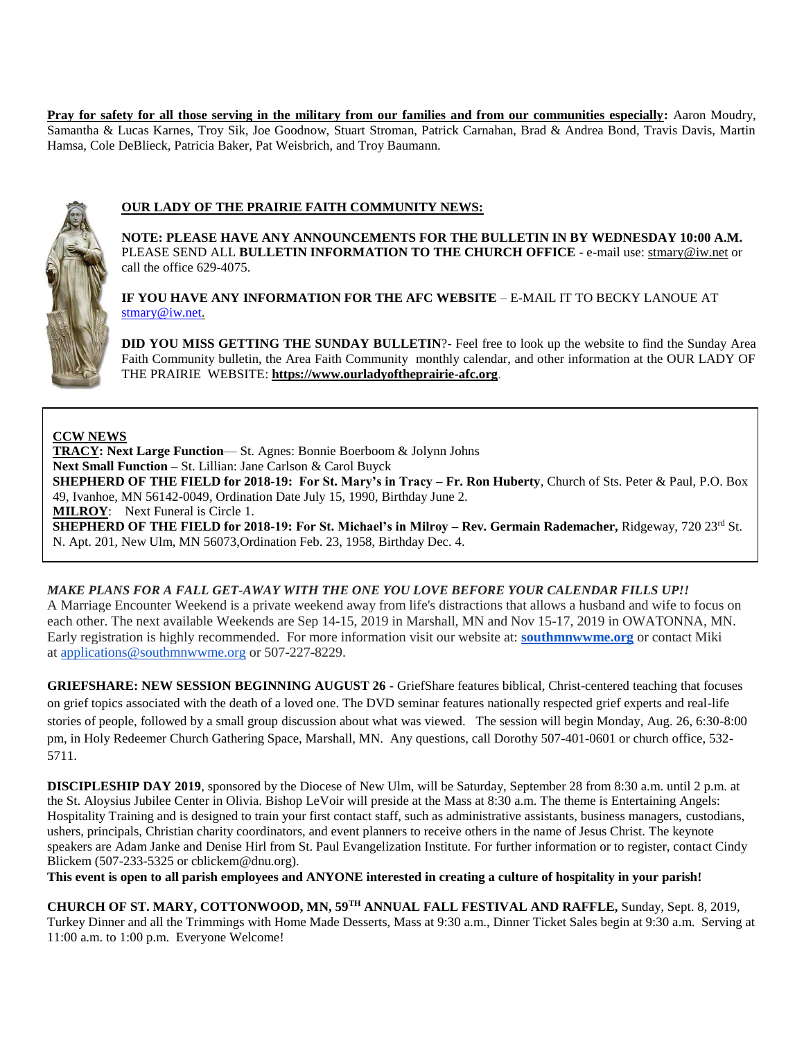**Pray for safety for all those serving in the military from our families and from our communities especially:** Aaron Moudry, Samantha & Lucas Karnes, Troy Sik, Joe Goodnow, Stuart Stroman, Patrick Carnahan, Brad & Andrea Bond, Travis Davis, Martin Hamsa, Cole DeBlieck, Patricia Baker, Pat Weisbrich, and Troy Baumann.

## OUR LADY OF THE PRAIRIE FAITH COMMUNITY NEWS:

**NOTE: PLEASE HAVE ANY ANNOUNCEMENTS FOR THE BULLETIN IN BY WEDNESDAY 10:00 A.M.** PLEASE SEND ALL **BULLETIN INFORMATION TO THE CHURCH OFFICE** - e-mail use: stmary@iw.net or call the office 629-4075.

**IF YOU HAVE ANY INFORMATION FOR THE AFC WEBSITE** – E-MAIL IT TO BECKY LANOUE AT stmary@iw.net.

**DID YOU MISS GETTING THE SUNDAY BULLETIN**?- Feel free to look up the website to find the Sunday Area Faith Community bulletin, the Area Faith Community monthly calendar, and other information at the OUR LADY OF THE PRAIRIE WEBSITE: **https://www.ourladyoftheprairie-afc.org**.

## CCW NEWS

**TRACY: Next Large Function**— St. Agnes: Bonnie Boerboom & Jolynn Johns
**Next Small Function –** St. Lillian: Jane Carlson & Carol Buyck
**SHEPHERD OF THE FIELD for 2018-19: For St. Mary's in Tracy – Fr. Ron Huberty**, Church of Sts. Peter & Paul, P.O. Box 49, Ivanhoe, MN 56142-0049, Ordination Date July 15, 1990, Birthday June 2.
**MILROY**: Next Funeral is Circle 1.
**SHEPHERD OF THE FIELD for 2018-19: For St. Michael's in Milroy – Rev. Germain Rademacher,** Ridgeway, 720 23rd St. N. Apt. 201, New Ulm, MN 56073,Ordination Feb. 23, 1958, Birthday Dec. 4.

***MAKE PLANS FOR A FALL GET-AWAY WITH THE ONE YOU LOVE BEFORE YOUR CALENDAR FILLS UP!!***
A Marriage Encounter Weekend is a private weekend away from life's distractions that allows a husband and wife to focus on each other. The next available Weekends are Sep 14-15, 2019 in Marshall, MN and Nov 15-17, 2019 in OWATONNA, MN. Early registration is highly recommended. For more information visit our website at: **southmnwwme.org** or contact Miki at applications@southmnwwme.org or 507-227-8229.

**GRIEFSHARE: NEW SESSION BEGINNING AUGUST 26 -** GriefShare features biblical, Christ-centered teaching that focuses on grief topics associated with the death of a loved one. The DVD seminar features nationally respected grief experts and real-life stories of people, followed by a small group discussion about what was viewed. The session will begin Monday, Aug. 26, 6:30-8:00 pm, in Holy Redeemer Church Gathering Space, Marshall, MN. Any questions, call Dorothy 507-401-0601 or church office, 532-5711.

**DISCIPLESHIP DAY 2019**, sponsored by the Diocese of New Ulm, will be Saturday, September 28 from 8:30 a.m. until 2 p.m. at the St. Aloysius Jubilee Center in Olivia. Bishop LeVoir will preside at the Mass at 8:30 a.m. The theme is Entertaining Angels: Hospitality Training and is designed to train your first contact staff, such as administrative assistants, business managers, custodians, ushers, principals, Christian charity coordinators, and event planners to receive others in the name of Jesus Christ. The keynote speakers are Adam Janke and Denise Hirl from St. Paul Evangelization Institute. For further information or to register, contact Cindy Blickem (507-233-5325 or cblickem@dnu.org).
**This event is open to all parish employees and ANYONE interested in creating a culture of hospitality in your parish!**

**CHURCH OF ST. MARY, COTTONWOOD, MN, 59TH ANNUAL FALL FESTIVAL AND RAFFLE,** Sunday, Sept. 8, 2019, Turkey Dinner and all the Trimmings with Home Made Desserts, Mass at 9:30 a.m., Dinner Ticket Sales begin at 9:30 a.m. Serving at 11:00 a.m. to 1:00 p.m. Everyone Welcome!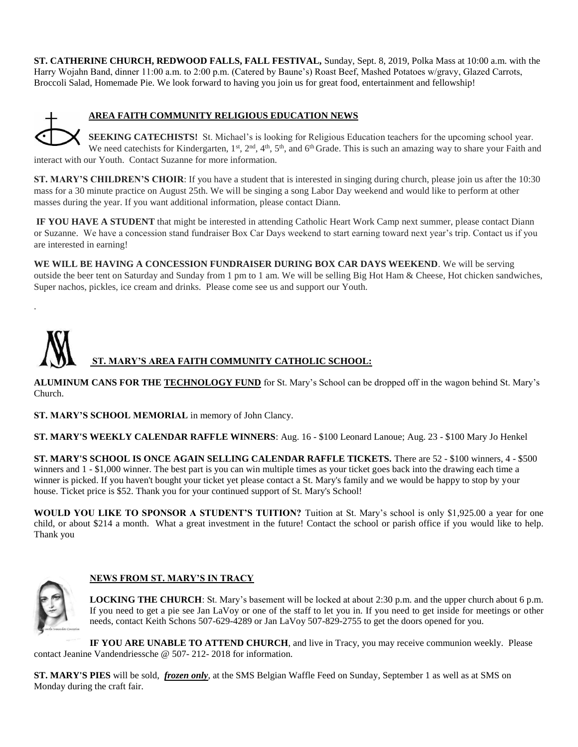**ST. CATHERINE CHURCH, REDWOOD FALLS, FALL FESTIVAL,** Sunday, Sept. 8, 2019, Polka Mass at 10:00 a.m. with the Harry Wojahn Band, dinner 11:00 a.m. to 2:00 p.m. (Catered by Baune's) Roast Beef, Mashed Potatoes w/gravy, Glazed Carrots, Broccoli Salad, Homemade Pie. We look forward to having you join us for great food, entertainment and fellowship!

## AREA FAITH COMMUNITY RELIGIOUS EDUCATION NEWS

**SEEKING CATECHISTS!** St. Michael's is looking for Religious Education teachers for the upcoming school year. We need catechists for Kindergarten, 1st, 2nd, 4th, 5th, and 6th Grade. This is such an amazing way to share your Faith and interact with our Youth. Contact Suzanne for more information.

**ST. MARY'S CHILDREN'S CHOIR**: If you have a student that is interested in singing during church, please join us after the 10:30 mass for a 30 minute practice on August 25th. We will be singing a song Labor Day weekend and would like to perform at other masses during the year. If you want additional information, please contact Diann.

**IF YOU HAVE A STUDENT** that might be interested in attending Catholic Heart Work Camp next summer, please contact Diann or Suzanne. We have a concession stand fundraiser Box Car Days weekend to start earning toward next year's trip. Contact us if you are interested in earning!

**WE WILL BE HAVING A CONCESSION FUNDRAISER DURING BOX CAR DAYS WEEKEND**. We will be serving outside the beer tent on Saturday and Sunday from 1 pm to 1 am. We will be selling Big Hot Ham & Cheese, Hot chicken sandwiches, Super nachos, pickles, ice cream and drinks. Please come see us and support our Youth.

## ST. MARY'S AREA FAITH COMMUNITY CATHOLIC SCHOOL:

**ALUMINUM CANS FOR THE TECHNOLOGY FUND** for St. Mary's School can be dropped off in the wagon behind St. Mary's Church.

**ST. MARY'S SCHOOL MEMORIAL** in memory of John Clancy.

**ST. MARY'S WEEKLY CALENDAR RAFFLE WINNERS**: Aug. 16 - $100 Leonard Lanoue; Aug. 23 - $100 Mary Jo Henkel

**ST. MARY'S SCHOOL IS ONCE AGAIN SELLING CALENDAR RAFFLE TICKETS.** There are 52 - $100 winners, 4 - $500 winners and 1 - $1,000 winner. The best part is you can win multiple times as your ticket goes back into the drawing each time a winner is picked. If you haven't bought your ticket yet please contact a St. Mary's family and we would be happy to stop by your house. Ticket price is $52. Thank you for your continued support of St. Mary's School!

**WOULD YOU LIKE TO SPONSOR A STUDENT'S TUITION?** Tuition at St. Mary's school is only $1,925.00 a year for one child, or about $214 a month. What a great investment in the future! Contact the school or parish office if you would like to help. Thank you

## NEWS FROM ST. MARY'S IN TRACY

**LOCKING THE CHURCH**: St. Mary's basement will be locked at about 2:30 p.m. and the upper church about 6 p.m. If you need to get a pie see Jan LaVoy or one of the staff to let you in. If you need to get inside for meetings or other needs, contact Keith Schons 507-629-4289 or Jan LaVoy 507-829-2755 to get the doors opened for you.

**IF YOU ARE UNABLE TO ATTEND CHURCH**, and live in Tracy, you may receive communion weekly. Please contact Jeanine Vandendriessche @ 507- 212- 2018 for information.

**ST. MARY'S PIES** will be sold, ***frozen only***, at the SMS Belgian Waffle Feed on Sunday, September 1 as well as at SMS on Monday during the craft fair.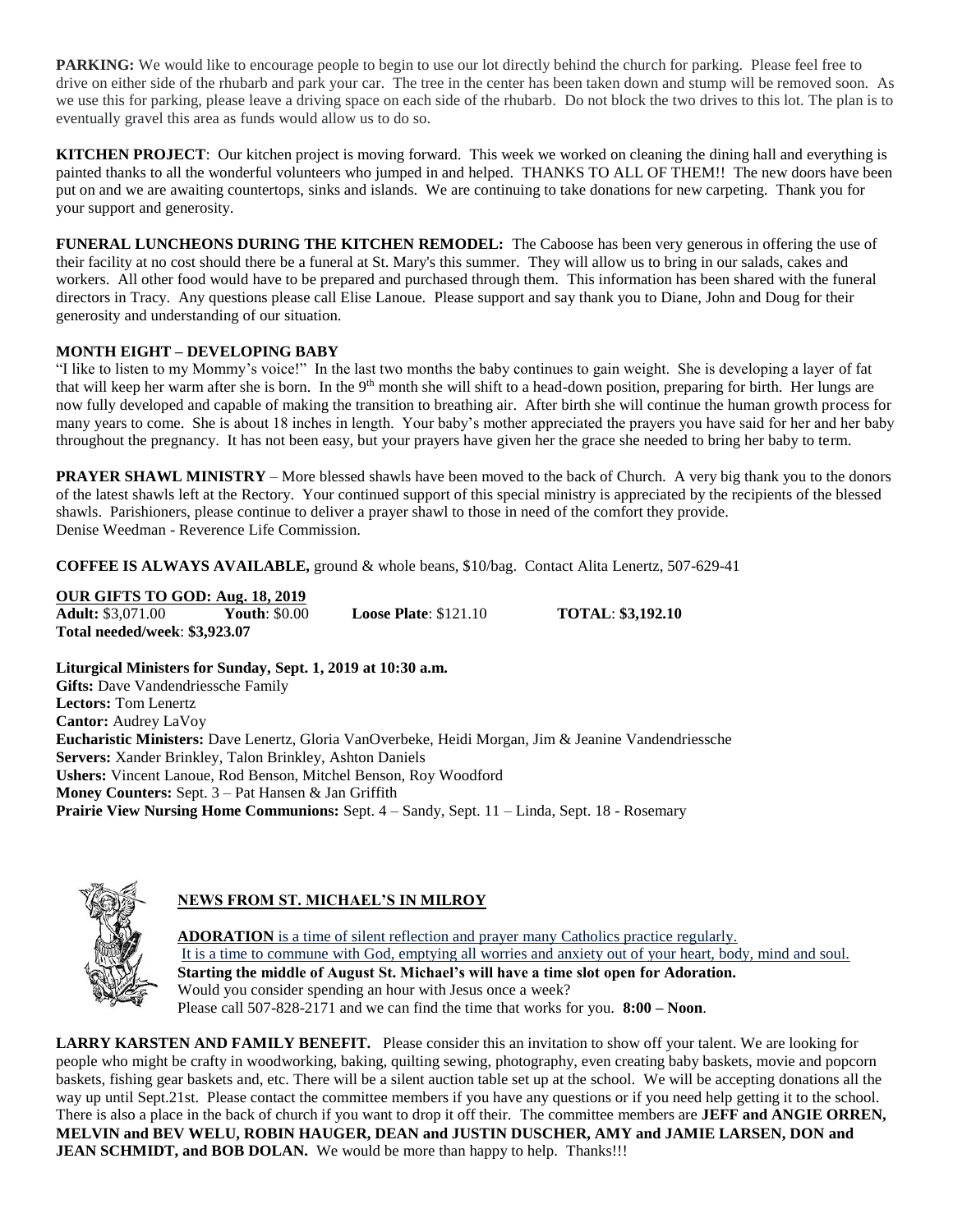**PARKING:** We would like to encourage people to begin to use our lot directly behind the church for parking. Please feel free to drive on either side of the rhubarb and park your car. The tree in the center has been taken down and stump will be removed soon. As we use this for parking, please leave a driving space on each side of the rhubarb. Do not block the two drives to this lot. The plan is to eventually gravel this area as funds would allow us to do so.

**KITCHEN PROJECT**: Our kitchen project is moving forward. This week we worked on cleaning the dining hall and everything is painted thanks to all the wonderful volunteers who jumped in and helped. THANKS TO ALL OF THEM!! The new doors have been put on and we are awaiting countertops, sinks and islands. We are continuing to take donations for new carpeting. Thank you for your support and generosity.

**FUNERAL LUNCHEONS DURING THE KITCHEN REMODEL:** The Caboose has been very generous in offering the use of their facility at no cost should there be a funeral at St. Mary's this summer. They will allow us to bring in our salads, cakes and workers. All other food would have to be prepared and purchased through them. This information has been shared with the funeral directors in Tracy. Any questions please call Elise Lanoue. Please support and say thank you to Diane, John and Doug for their generosity and understanding of our situation.

**MONTH EIGHT – DEVELOPING BABY**

"I like to listen to my Mommy's voice!" In the last two months the baby continues to gain weight. She is developing a layer of fat that will keep her warm after she is born. In the 9th month she will shift to a head-down position, preparing for birth. Her lungs are now fully developed and capable of making the transition to breathing air. After birth she will continue the human growth process for many years to come. She is about 18 inches in length. Your baby's mother appreciated the prayers you have said for her and her baby throughout the pregnancy. It has not been easy, but your prayers have given her the grace she needed to bring her baby to term.

**PRAYER SHAWL MINISTRY** – More blessed shawls have been moved to the back of Church. A very big thank you to the donors of the latest shawls left at the Rectory. Your continued support of this special ministry is appreciated by the recipients of the blessed shawls. Parishioners, please continue to deliver a prayer shawl to those in need of the comfort they provide.
Denise Weedman - Reverence Life Commission.

**COFFEE IS ALWAYS AVAILABLE,** ground & whole beans, $10/bag. Contact Alita Lenertz, 507-629-41

**OUR GIFTS TO GOD: Aug. 18, 2019**
**Adult:** $3,071.00 **Youth**: $0.00 **Loose Plate**: $121.10 **TOTAL**: **$3,192.10**
**Total needed/week**: **$3,923.07**

**Liturgical Ministers for Sunday, Sept. 1, 2019 at 10:30 a.m.**
**Gifts:** Dave Vandendriessche Family
**Lectors:** Tom Lenertz
**Cantor:** Audrey LaVoy
**Eucharistic Ministers:** Dave Lenertz, Gloria VanOverbeke, Heidi Morgan, Jim & Jeanine Vandendriessche
**Servers:** Xander Brinkley, Talon Brinkley, Ashton Daniels
**Ushers:** Vincent Lanoue, Rod Benson, Mitchel Benson, Roy Woodford
**Money Counters:** Sept. 3 – Pat Hansen & Jan Griffith
**Prairie View Nursing Home Communions:** Sept. 4 – Sandy, Sept. 11 – Linda, Sept. 18 - Rosemary

## NEWS FROM ST. MICHAEL'S IN MILROY

**ADORATION** is a time of silent reflection and prayer many Catholics practice regularly.
It is a time to commune with God, emptying all worries and anxiety out of your heart, body, mind and soul.
**Starting the middle of August St. Michael's will have a time slot open for Adoration.**
Would you consider spending an hour with Jesus once a week?
Please call 507-828-2171 and we can find the time that works for you. **8:00 – Noon**.

**LARRY KARSTEN AND FAMILY BENEFIT.** Please consider this an invitation to show off your talent. We are looking for people who might be crafty in woodworking, baking, quilting sewing, photography, even creating baby baskets, movie and popcorn baskets, fishing gear baskets and, etc. There will be a silent auction table set up at the school. We will be accepting donations all the way up until Sept.21st. Please contact the committee members if you have any questions or if you need help getting it to the school. There is also a place in the back of church if you want to drop it off their. The committee members are **JEFF and ANGIE ORREN, MELVIN and BEV WELU, ROBIN HAUGER, DEAN and JUSTIN DUSCHER, AMY and JAMIE LARSEN, DON and JEAN SCHMIDT, and BOB DOLAN.** We would be more than happy to help. Thanks!!!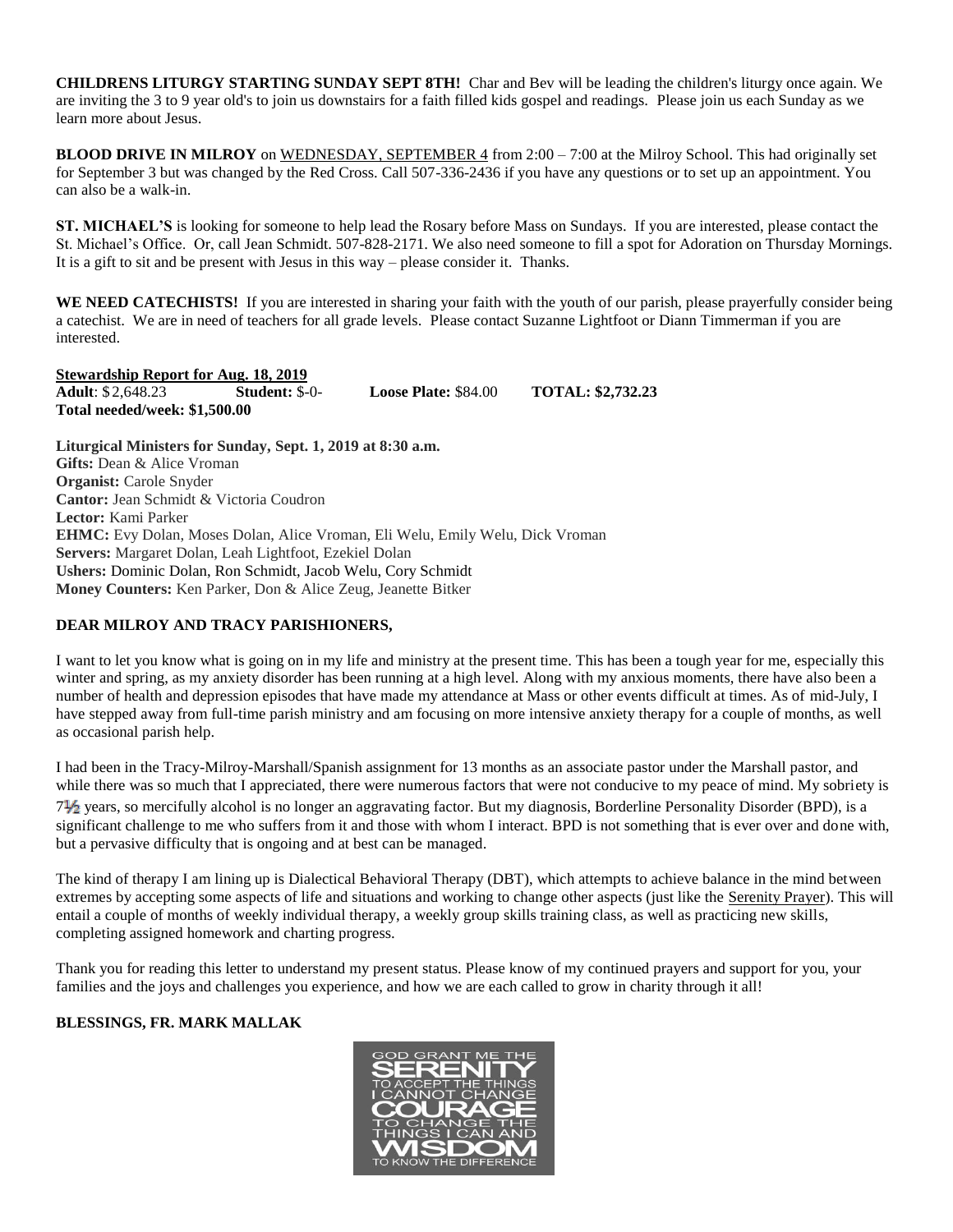**CHILDRENS LITURGY STARTING SUNDAY SEPT 8TH!** Char and Bev will be leading the children's liturgy once again. We are inviting the 3 to 9 year old's to join us downstairs for a faith filled kids gospel and readings. Please join us each Sunday as we learn more about Jesus.

**BLOOD DRIVE IN MILROY** on WEDNESDAY, SEPTEMBER 4 from 2:00 – 7:00 at the Milroy School. This had originally set for September 3 but was changed by the Red Cross. Call 507-336-2436 if you have any questions or to set up an appointment. You can also be a walk-in.

**ST. MICHAEL'S** is looking for someone to help lead the Rosary before Mass on Sundays. If you are interested, please contact the St. Michael's Office. Or, call Jean Schmidt. 507-828-2171. We also need someone to fill a spot for Adoration on Thursday Mornings. It is a gift to sit and be present with Jesus in this way – please consider it. Thanks.

**WE NEED CATECHISTS!** If you are interested in sharing your faith with the youth of our parish, please prayerfully consider being a catechist. We are in need of teachers for all grade levels. Please contact Suzanne Lightfoot or Diann Timmerman if you are interested.

**Stewardship Report for Aug. 18, 2019**
**Adult**: $2,648.23 **Student:** $-0- **Loose Plate:** $84.00 **TOTAL: $2,732.23**
**Total needed/week: $1,500.00**

**Liturgical Ministers for Sunday, Sept. 1, 2019 at 8:30 a.m.**
**Gifts:** Dean & Alice Vroman
**Organist:** Carole Snyder
**Cantor:** Jean Schmidt & Victoria Coudron
**Lector:** Kami Parker
**EHMC:** Evy Dolan, Moses Dolan, Alice Vroman, Eli Welu, Emily Welu, Dick Vroman
**Servers:** Margaret Dolan, Leah Lightfoot, Ezekiel Dolan
**Ushers:** Dominic Dolan, Ron Schmidt, Jacob Welu, Cory Schmidt
**Money Counters:** Ken Parker, Don & Alice Zeug, Jeanette Bitker

**DEAR MILROY AND TRACY PARISHIONERS,**

I want to let you know what is going on in my life and ministry at the present time. This has been a tough year for me, especially this winter and spring, as my anxiety disorder has been running at a high level. Along with my anxious moments, there have also been a number of health and depression episodes that have made my attendance at Mass or other events difficult at times. As of mid-July, I have stepped away from full-time parish ministry and am focusing on more intensive anxiety therapy for a couple of months, as well as occasional parish help.

I had been in the Tracy-Milroy-Marshall/Spanish assignment for 13 months as an associate pastor under the Marshall pastor, and while there was so much that I appreciated, there were numerous factors that were not conducive to my peace of mind. My sobriety is 7½ years, so mercifully alcohol is no longer an aggravating factor. But my diagnosis, Borderline Personality Disorder (BPD), is a significant challenge to me who suffers from it and those with whom I interact. BPD is not something that is ever over and done with, but a pervasive difficulty that is ongoing and at best can be managed.

The kind of therapy I am lining up is Dialectical Behavioral Therapy (DBT), which attempts to achieve balance in the mind between extremes by accepting some aspects of life and situations and working to change other aspects (just like the Serenity Prayer). This will entail a couple of months of weekly individual therapy, a weekly group skills training class, as well as practicing new skills, completing assigned homework and charting progress.

Thank you for reading this letter to understand my present status. Please know of my continued prayers and support for you, your families and the joys and challenges you experience, and how we are each called to grow in charity through it all!

**BLESSINGS, FR. MARK MALLAK**

GOD GRANT ME THE SERENITY TO ACCEPT THE THINGS I CANNOT CHANGE COURAGE TO CHANGE THE THINGS I CAN AND WISDOM TO KNOW THE DIFFERENCE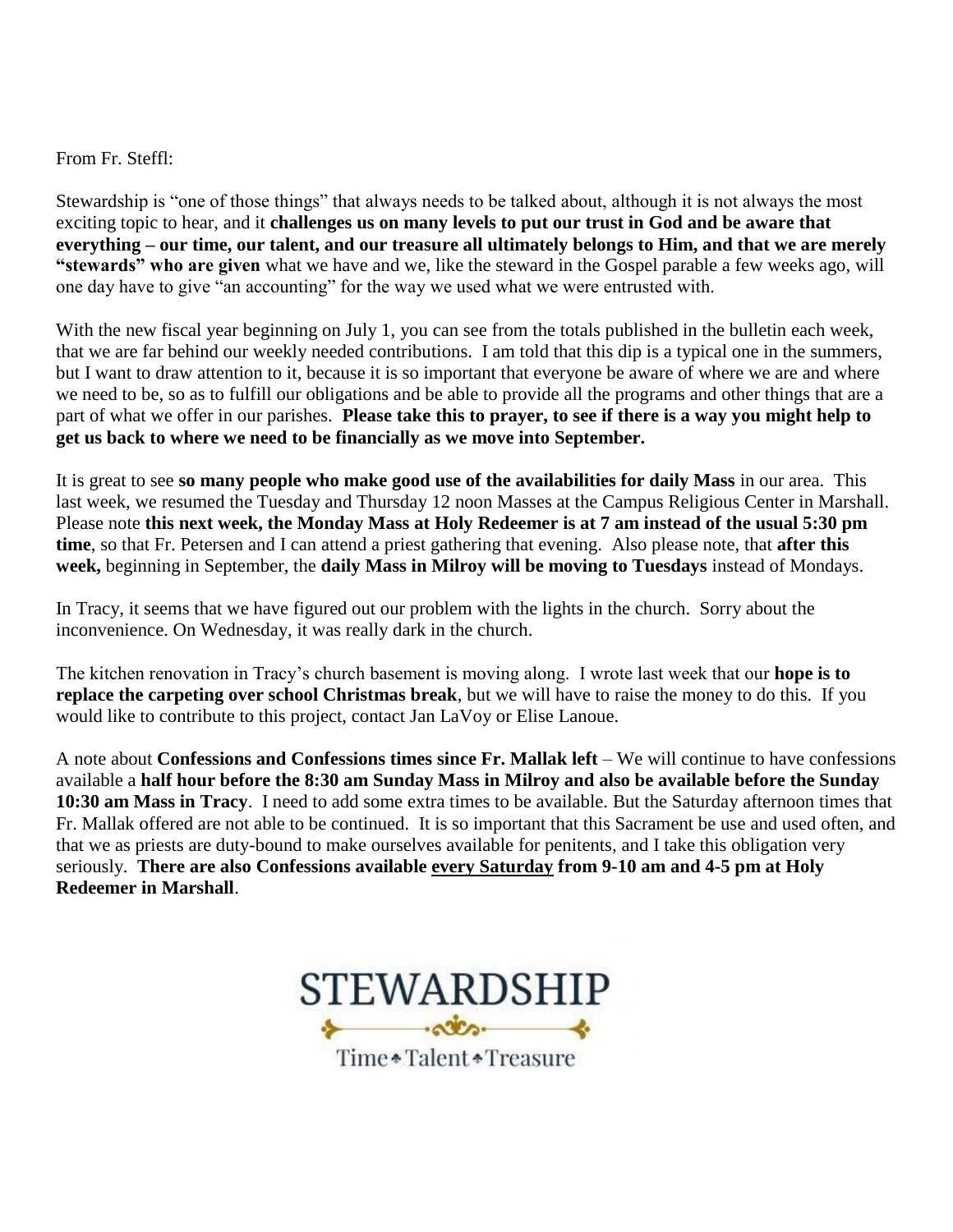From Fr. Steffl:

Stewardship is "one of those things" that always needs to be talked about, although it is not always the most exciting topic to hear, and it **challenges us on many levels to put our trust in God and be aware that everything – our time, our talent, and our treasure all ultimately belongs to Him, and that we are merely "stewards" who are given** what we have and we, like the steward in the Gospel parable a few weeks ago, will one day have to give "an accounting" for the way we used what we were entrusted with.

With the new fiscal year beginning on July 1, you can see from the totals published in the bulletin each week, that we are far behind our weekly needed contributions. I am told that this dip is a typical one in the summers, but I want to draw attention to it, because it is so important that everyone be aware of where we are and where we need to be, so as to fulfill our obligations and be able to provide all the programs and other things that are a part of what we offer in our parishes. **Please take this to prayer, to see if there is a way you might help to get us back to where we need to be financially as we move into September.**

It is great to see **so many people who make good use of the availabilities for daily Mass** in our area. This last week, we resumed the Tuesday and Thursday 12 noon Masses at the Campus Religious Center in Marshall. Please note **this next week, the Monday Mass at Holy Redeemer is at 7 am instead of the usual 5:30 pm time**, so that Fr. Petersen and I can attend a priest gathering that evening. Also please note, that **after this week,** beginning in September, the **daily Mass in Milroy will be moving to Tuesdays** instead of Mondays.

In Tracy, it seems that we have figured out our problem with the lights in the church. Sorry about the inconvenience. On Wednesday, it was really dark in the church.

The kitchen renovation in Tracy's church basement is moving along. I wrote last week that our **hope is to replace the carpeting over school Christmas break**, but we will have to raise the money to do this. If you would like to contribute to this project, contact Jan LaVoy or Elise Lanoue.

A note about **Confessions and Confessions times since Fr. Mallak left** – We will continue to have confessions available a **half hour before the 8:30 am Sunday Mass in Milroy and also be available before the Sunday 10:30 am Mass in Tracy**. I need to add some extra times to be available. But the Saturday afternoon times that Fr. Mallak offered are not able to be continued. It is so important that this Sacrament be use and used often, and that we as priests are duty-bound to make ourselves available for penitents, and I take this obligation very seriously. **There are also Confessions available every Saturday from 9-10 am and 4-5 pm at Holy Redeemer in Marshall**.

STEWARDSHIP

Time • Talent • Treasure